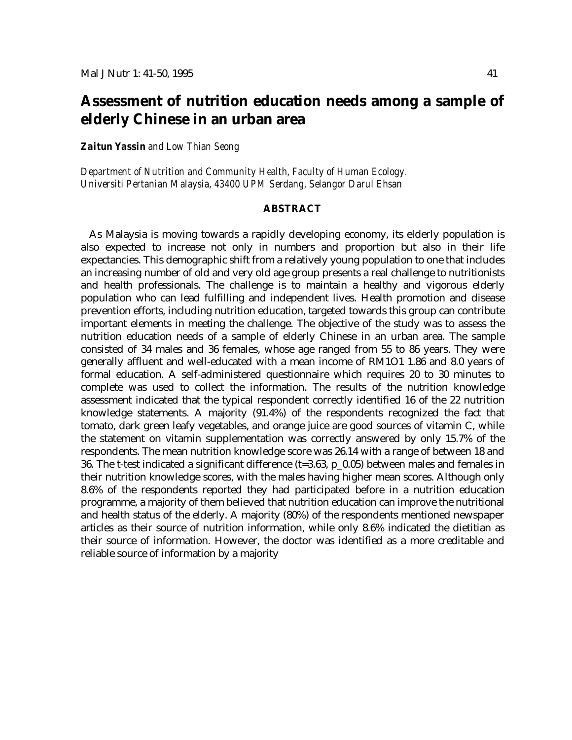# Assessment of nutrition education needs among a sample of elderly Chinese in an urban area

***Zaitun Yassin** and Low Thian Seong*

*Department of Nutrition and Community Health, Faculty of Human Ecology. Universiti Pertanian Malaysia, 43400 UPM Serdang, Selangor Darul Ehsan*

## ABSTRACT

As Malaysia is moving towards a rapidly developing economy, its elderly population is also expected to increase not only in numbers and proportion but also in their life expectancies. This demographic shift from a relatively young population to one that includes an increasing number of old and very old age group presents a real challenge to nutritionists and health professionals. The challenge is to maintain a healthy and vigorous elderly population who can lead fulfilling and independent lives. Health promotion and disease prevention efforts, including nutrition education, targeted towards this group can contribute important elements in meeting the challenge. The objective of the study was to assess the nutrition education needs of a sample of elderly Chinese in an urban area. The sample consisted of 34 males and 36 females, whose age ranged from 55 to 86 years. They were generally affluent and well-educated with a mean income of RM1O1 1.86 and 8.0 years of formal education. A self-administered questionnaire which requires 20 to 30 minutes to complete was used to collect the information. The results of the nutrition knowledge assessment indicated that the typical respondent correctly identified 16 of the 22 nutrition knowledge statements. A majority (91.4%) of the respondents recognized the fact that tomato, dark green leafy vegetables, and orange juice are good sources of vitamin C, while the statement on vitamin supplementation was correctly answered by only 15.7% of the respondents. The mean nutrition knowledge score was 26.14 with a range of between 18 and 36. The t-test indicated a significant difference ($t=3.63$, p_0.05) between males and females in their nutrition knowledge scores, with the males having higher mean scores. Although only 8.6% of the respondents reported they had participated before in a nutrition education programme, a majority of them believed that nutrition education can improve the nutritional and health status of the elderly. A majority (80%) of the respondents mentioned newspaper articles as their source of nutrition information, while only 8.6% indicated the dietitian as their source of information. However, the doctor was identified as a more creditable and reliable source of information by a majority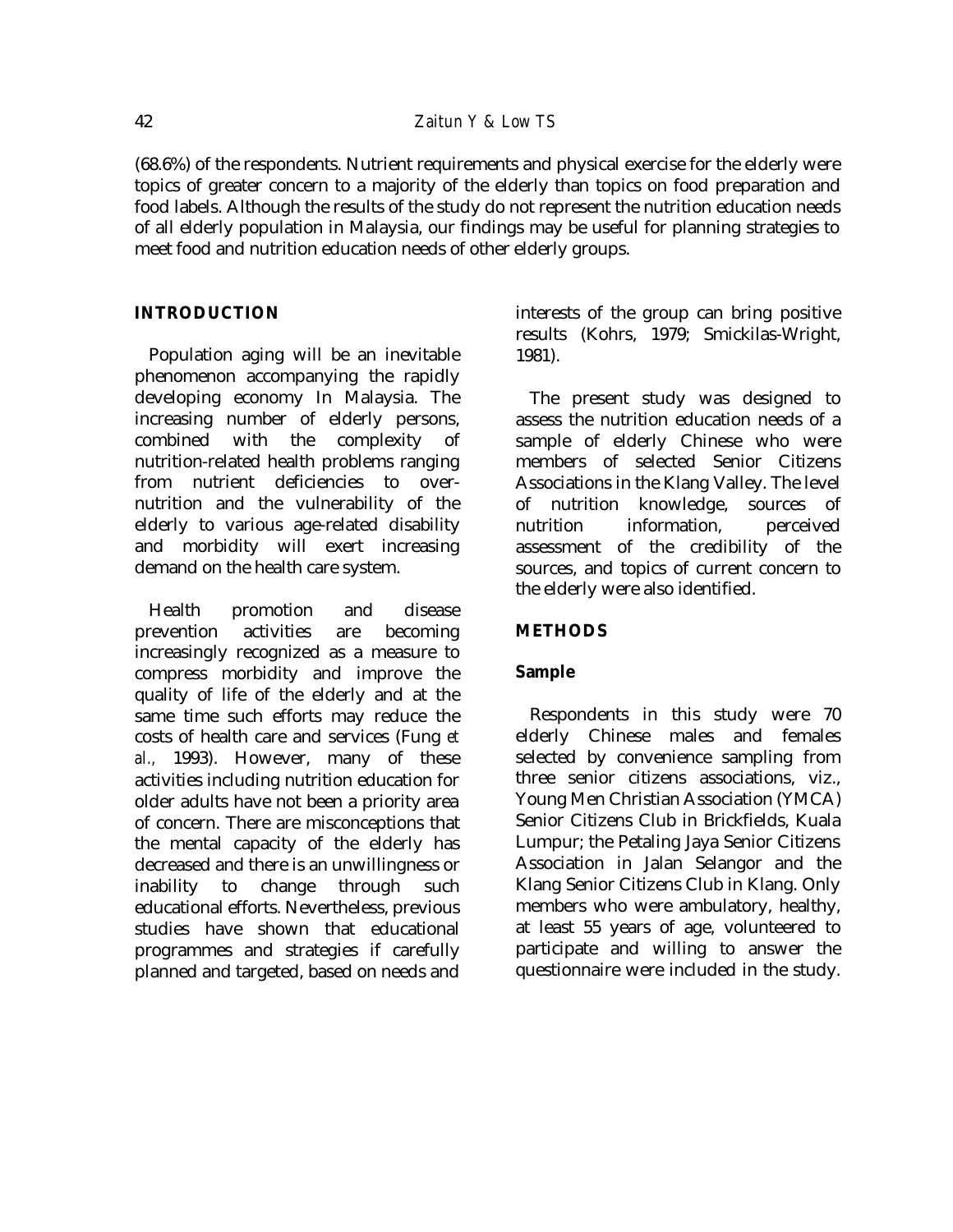(68.6%) of the respondents. Nutrient requirements and physical exercise for the elderly were topics of greater concern to a majority of the elderly than topics on food preparation and food labels. Although the results of the study do not represent the nutrition education needs of all elderly population in Malaysia, our findings may be useful for planning strategies to meet food and nutrition education needs of other elderly groups.

## INTRODUCTION

Population aging will be an inevitable phenomenon accompanying the rapidly developing economy In Malaysia. The increasing number of elderly persons, combined with the complexity of nutrition-related health problems ranging from nutrient deficiencies to over-nutrition and the vulnerability of the elderly to various age-related disability and morbidity will exert increasing demand on the health care system.

Health promotion and disease prevention activities are becoming increasingly recognized as a measure to compress morbidity and improve the quality of life of the elderly and at the same time such efforts may reduce the costs of health care and services (Fung *et al.,* 1993). However, many of these activities including nutrition education for older adults have not been a priority area of concern. There are misconceptions that the mental capacity of the elderly has decreased and there is an unwillingness or inability to change through such educational efforts. Nevertheless, previous studies have shown that educational programmes and strategies if carefully planned and targeted, based on needs and interests of the group can bring positive results (Kohrs, 1979; Smickilas-Wright, 1981).

The present study was designed to assess the nutrition education needs of a sample of elderly Chinese who were members of selected Senior Citizens Associations in the Klang Valley. The level of nutrition knowledge, sources of nutrition information, perceived assessment of the credibility of the sources, and topics of current concern to the elderly were also identified.

## METHODS

### Sample

Respondents in this study were 70 elderly Chinese males and females selected by convenience sampling from three senior citizens associations, viz., Young Men Christian Association (YMCA) Senior Citizens Club in Brickfields, Kuala Lumpur; the Petaling Jaya Senior Citizens Association in Jalan Selangor and the Klang Senior Citizens Club in Klang. Only members who were ambulatory, healthy, at least 55 years of age, volunteered to participate and willing to answer the questionnaire were included in the study.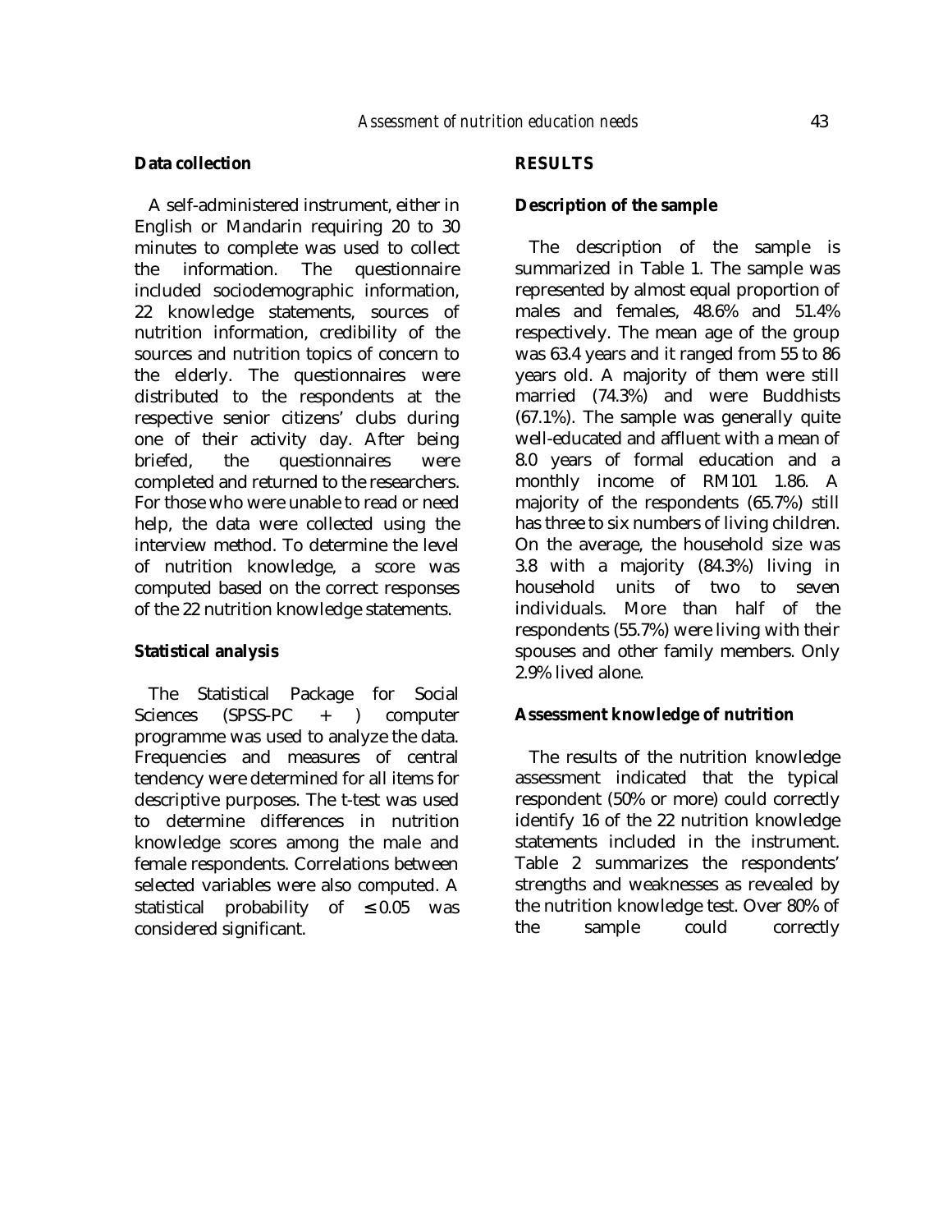### Data collection

A self-administered instrument, either in English or Mandarin requiring 20 to 30 minutes to complete was used to collect the information. The questionnaire included sociodemographic information, 22 knowledge statements, sources of nutrition information, credibility of the sources and nutrition topics of concern to the elderly. The questionnaires were distributed to the respondents at the respective senior citizens' clubs during one of their activity day. After being briefed, the questionnaires were completed and returned to the researchers. For those who were unable to read or need help, the data were collected using the interview method. To determine the level of nutrition knowledge, a score was computed based on the correct responses of the 22 nutrition knowledge statements.

### Statistical analysis

The Statistical Package for Social Sciences (SPSS-PC + ) computer programme was used to analyze the data. Frequencies and measures of central tendency were determined for all items for descriptive purposes. The t-test was used to determine differences in nutrition knowledge scores among the male and female respondents. Correlations between selected variables were also computed. A statistical probability of $\leq 0.05$ was considered significant.

## RESULTS

### Description of the sample

The description of the sample is summarized in Table 1. The sample was represented by almost equal proportion of males and females, 48.6% and 51.4% respectively. The mean age of the group was 63.4 years and it ranged from 55 to 86 years old. A majority of them were still married (74.3%) and were Buddhists (67.1%). The sample was generally quite well-educated and affluent with a mean of 8.0 years of formal education and a monthly income of RM101 1.86. A majority of the respondents (65.7%) still has three to six numbers of living children. On the average, the household size was 3.8 with a majority (84.3%) living in household units of two to seven individuals. More than half of the respondents (55.7%) were living with their spouses and other family members. Only 2.9% lived alone.

### Assessment knowledge of nutrition

The results of the nutrition knowledge assessment indicated that the typical respondent (50% or more) could correctly identify 16 of the 22 nutrition knowledge statements included in the instrument. Table 2 summarizes the respondents' strengths and weaknesses as revealed by the nutrition knowledge test. Over 80% of the sample could correctly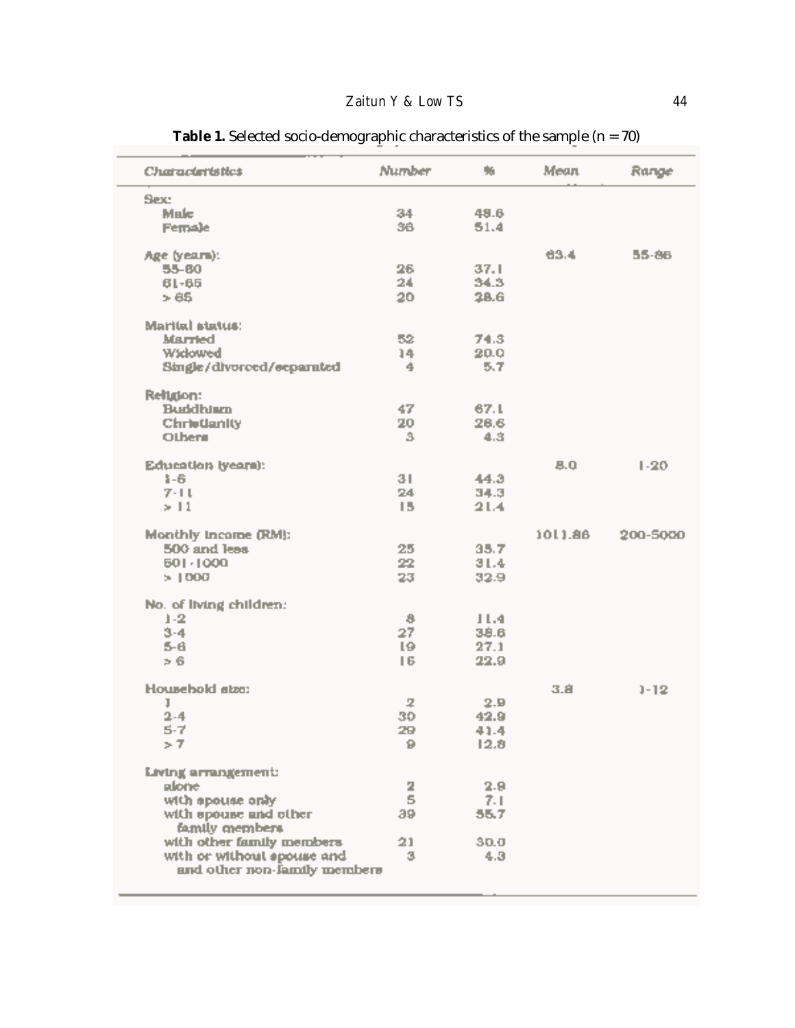**Table 1.** Selected socio-demographic characteristics of the sample (n = 70)

| *Characteristics* | *Number* | % | *Mean* | *Range* |
|---|---|---|---|---|
| Sex: | | | | |
| Male | 34 | 48.6 | | |
| Female | 36 | 51.4 | | |
| Age (years): | | | 63.4 | 55-86 |
| 55-60 | 26 | 37.1 | | |
| 61-65 | 24 | 34.3 | | |
| > 65 | 20 | 28.6 | | |
| Marital status: | | | | |
| Married | 52 | 74.3 | | |
| Widowed | 14 | 20.0 | | |
| Single/divorced/separated | 4 | 5.7 | | |
| Religion: | | | | |
| Buddhism | 47 | 67.1 | | |
| Christianity | 20 | 28.6 | | |
| Others | 3 | 4.3 | | |
| Education (years): | | | 8.0 | 1-20 |
| 1-6 | 31 | 44.3 | | |
| 7-11 | 24 | 34.3 | | |
| > 11 | 15 | 21.4 | | |
| Monthly income (RM): | | | 1011.86 | 200-5000 |
| 500 and less | 25 | 35.7 | | |
| 501-1000 | 22 | 31.4 | | |
| > 1000 | 23 | 32.9 | | |
| No. of living children: | | | | |
| 1-2 | 8 | 11.4 | | |
| 3-4 | 27 | 38.6 | | |
| 5-6 | 19 | 27.1 | | |
| > 6 | 16 | 22.9 | | |
| Household size: | | | 3.8 | 1-12 |
| 1 | 2 | 2.9 | | |
| 2-4 | 30 | 42.9 | | |
| 5-7 | 29 | 41.4 | | |
| > 7 | 9 | 12.8 | | |
| Living arrangement: | | | | |
| alone | 2 | 2.9 | | |
| with spouse only | 5 | 7.1 | | |
| with spouse and other family members | 39 | 55.7 | | |
| with other family members | 21 | 30.0 | | |
| with or without spouse and and other non-family members | 3 | 4.3 | | |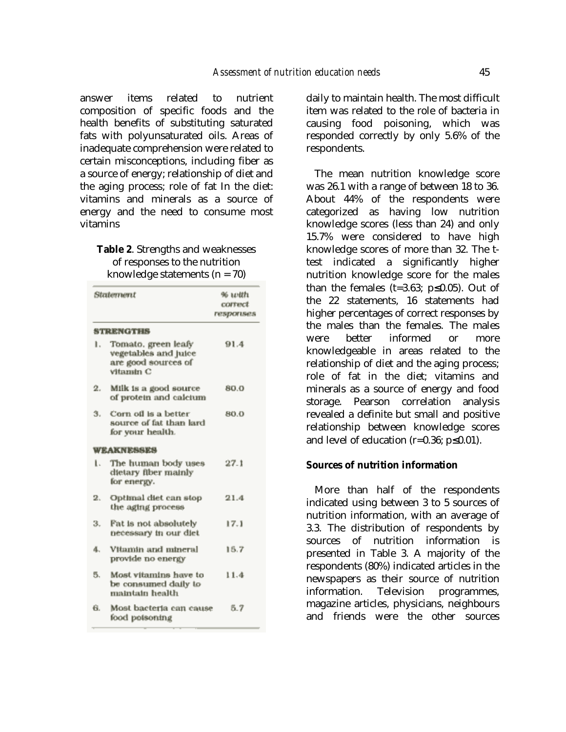answer items related to nutrient composition of specific foods and the health benefits of substituting saturated fats with polyunsaturated oils. Areas of inadequate comprehension were related to certain misconceptions, including fiber as a source of energy; relationship of diet and the aging process; role of fat In the diet: vitamins and minerals as a source of energy and the need to consume most vitamins

**Table 2**. Strengths and weaknesses of responses to the nutrition knowledge statements (n = 70)

| Statement | % with correct responses |
|---|---|
| **STRENGTHS** | |
| 1. Tomato, green leafy vegetables and juice are good sources of vitamin C | 91.4 |
| 2. Milk is a good source of protein and calcium | 80.0 |
| 3. Corn oil is a better source of fat than lard for your health. | 80.0 |
| **WEAKNESSES** | |
| 1. The human body uses dietary fiber mainly for energy. | 27.1 |
| 2. Optimal diet can stop the aging process | 21.4 |
| 3. Fat is not absolutely necessary in our diet | 17.1 |
| 4. Vitamin and mineral provide no energy | 15.7 |
| 5. Most vitamins have to be consumed daily to maintain health | 11.4 |
| 6. Most bacteria can cause food poisoning | 5.7 |

daily to maintain health. The most difficult item was related to the role of bacteria in causing food poisoning, which was responded correctly by only 5.6% of the respondents.

The mean nutrition knowledge score was 26.1 with a range of between 18 to 36. About 44% of the respondents were categorized as having low nutrition knowledge scores (less than 24) and only 15.7% were considered to have high knowledge scores of more than 32. The t-test indicated a significantly higher nutrition knowledge score for the males than the females ($t=3.63$; $p \leq 0.05$). Out of the 22 statements, 16 statements had higher percentages of correct responses by the males than the females. The males were better informed or more knowledgeable in areas related to the relationship of diet and the aging process; role of fat in the diet; vitamins and minerals as a source of energy and food storage. Pearson correlation analysis revealed a definite but small and positive relationship between knowledge scores and level of education ($r=0.36$; $p \leq 0.01$).

**Sources of nutrition information**

More than half of the respondents indicated using between 3 to 5 sources of nutrition information, with an average of 3.3. The distribution of respondents by sources of nutrition information is presented in Table 3. A majority of the respondents (80%) indicated articles in the newspapers as their source of nutrition information. Television programmes, magazine articles, physicians, neighbours and friends were the other sources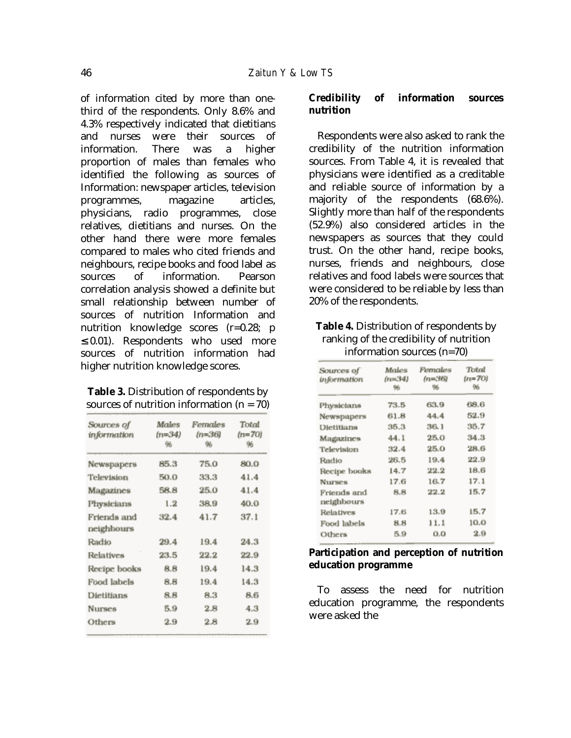of information cited by more than one-third of the respondents. Only 8.6% and 4.3% respectively indicated that dietitians and nurses were their sources of information. There was a higher proportion of males than females who identified the following as sources of Information: newspaper articles, television programmes, magazine articles, physicians, radio programmes, close relatives, dietitians and nurses. On the other hand there were more females compared to males who cited friends and neighbours, recipe books and food label as sources of information. Pearson correlation analysis showed a definite but small relationship between number of sources of nutrition Information and nutrition knowledge scores ($r=0.28$; $p \leq 0.01$). Respondents who used more sources of nutrition information had higher nutrition knowledge scores.

**Table 3.** Distribution of respondents by sources of nutrition information (n = 70)

| *Sources of information* | *Males (n=34) %* | *Females (n=36) %* | *Total (n=70) %* |
|---|---|---|---|
| Newspapers | 85.3 | 75.0 | 80.0 |
| Television | 50.0 | 33.3 | 41.4 |
| Magazines | 58.8 | 25.0 | 41.4 |
| Physicians | 1.2 | 38.9 | 40.0 |
| Friends and neighbours | 32.4 | 41.7 | 37.1 |
| Radio | 29.4 | 19.4 | 24.3 |
| Relatives | 23.5 | 22.2 | 22.9 |
| Recipe books | 8.8 | 19.4 | 14.3 |
| Food labels | 8.8 | 19.4 | 14.3 |
| Dietitians | 8.8 | 8.3 | 8.6 |
| Nurses | 5.9 | 2.8 | 4.3 |
| Others | 2.9 | 2.8 | 2.9 |

**Credibility of information sources nutrition**

Respondents were also asked to rank the credibility of the nutrition information sources. From Table 4, it is revealed that physicians were identified as a creditable and reliable source of information by a majority of the respondents (68.6%). Slightly more than half of the respondents (52.9%) also considered articles in the newspapers as sources that they could trust. On the other hand, recipe books, nurses, friends and neighbours, close relatives and food labels were sources that were considered to be reliable by less than 20% of the respondents.

**Table 4.** Distribution of respondents by ranking of the credibility of nutrition information sources (n=70)

| *Sources of information* | *Males (n=34) %* | *Females (n=36) %* | *Total (n=70) %* |
|---|---|---|---|
| Physicians | 73.5 | 63.9 | 68.6 |
| Newspapers | 61.8 | 44.4 | 52.9 |
| Dietitians | 35.3 | 36.1 | 35.7 |
| Magazines | 44.1 | 25.0 | 34.3 |
| Television | 32.4 | 25.0 | 28.6 |
| Radio | 26.5 | 19.4 | 22.9 |
| Recipe books | 14.7 | 22.2 | 18.6 |
| Nurses | 17.6 | 16.7 | 17.1 |
| Friends and neighbours | 8.8 | 22.2 | 15.7 |
| Relatives | 17.6 | 13.9 | 15.7 |
| Food labels | 8.8 | 11.1 | 10.0 |
| Others | 5.9 | 0.0 | 2.9 |

**Participation and perception of nutrition education programme**

To assess the need for nutrition education programme, the respondents were asked the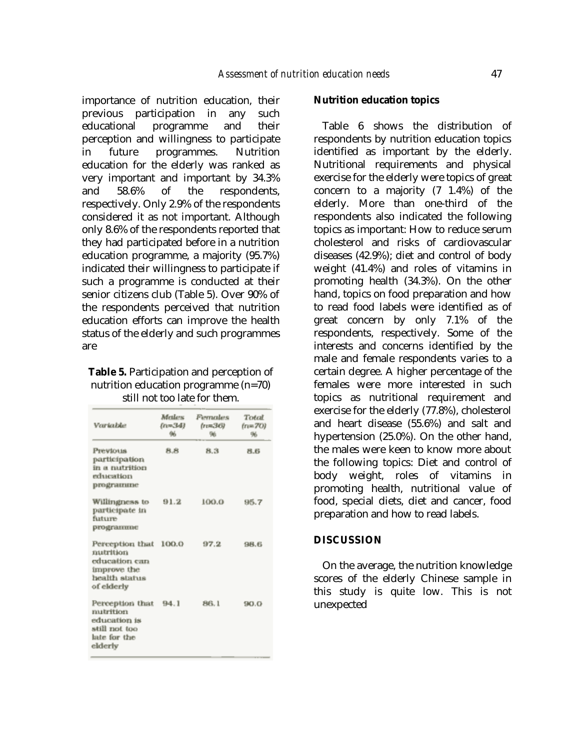importance of nutrition education, their previous participation in any such educational programme and their perception and willingness to participate in future programmes. Nutrition education for the elderly was ranked as very important and important by 34.3% and 58.6% of the respondents, respectively. Only 2.9% of the respondents considered it as not important. Although only 8.6% of the respondents reported that they had participated before in a nutrition education programme, a majority (95.7%) indicated their willingness to participate if such a programme is conducted at their senior citizens club (Table 5). Over 90% of the respondents perceived that nutrition education efforts can improve the health status of the elderly and such programmes are still not too late for them.

**Table 5.** Participation and perception of nutrition education programme (n=70)

| Variable | Males (n=34) % | Females (n=36) % | Total (n=70) % |
|---|---|---|---|
| Previous participation in a nutrition education programme | 8.8 | 8.3 | 8.6 |
| Willingness to participate in future programme | 91.2 | 100.0 | 95.7 |
| Perception that nutrition education can improve the health status of elderly | 100.0 | 97.2 | 98.6 |
| Perception that nutrition education is still not too late for the elderly | 94.1 | 86.1 | 90.0 |

**Nutrition education topics**

Table 6 shows the distribution of respondents by nutrition education topics identified as important by the elderly. Nutritional requirements and physical exercise for the elderly were topics of great concern to a majority (7 1.4%) of the elderly. More than one-third of the respondents also indicated the following topics as important: How to reduce serum cholesterol and risks of cardiovascular diseases (42.9%); diet and control of body weight (41.4%) and roles of vitamins in promoting health (34.3%). On the other hand, topics on food preparation and how to read food labels were identified as of great concern by only 7.1% of the respondents, respectively. Some of the interests and concerns identified by the male and female respondents varies to a certain degree. A higher percentage of the females were more interested in such topics as nutritional requirement and exercise for the elderly (77.8%), cholesterol and heart disease (55.6%) and salt and hypertension (25.0%). On the other hand, the males were keen to know more about the following topics: Diet and control of body weight, roles of vitamins in promoting health, nutritional value of food, special diets, diet and cancer, food preparation and how to read labels.

## DISCUSSION

On the average, the nutrition knowledge scores of the elderly Chinese sample in this study is quite low. This is not unexpected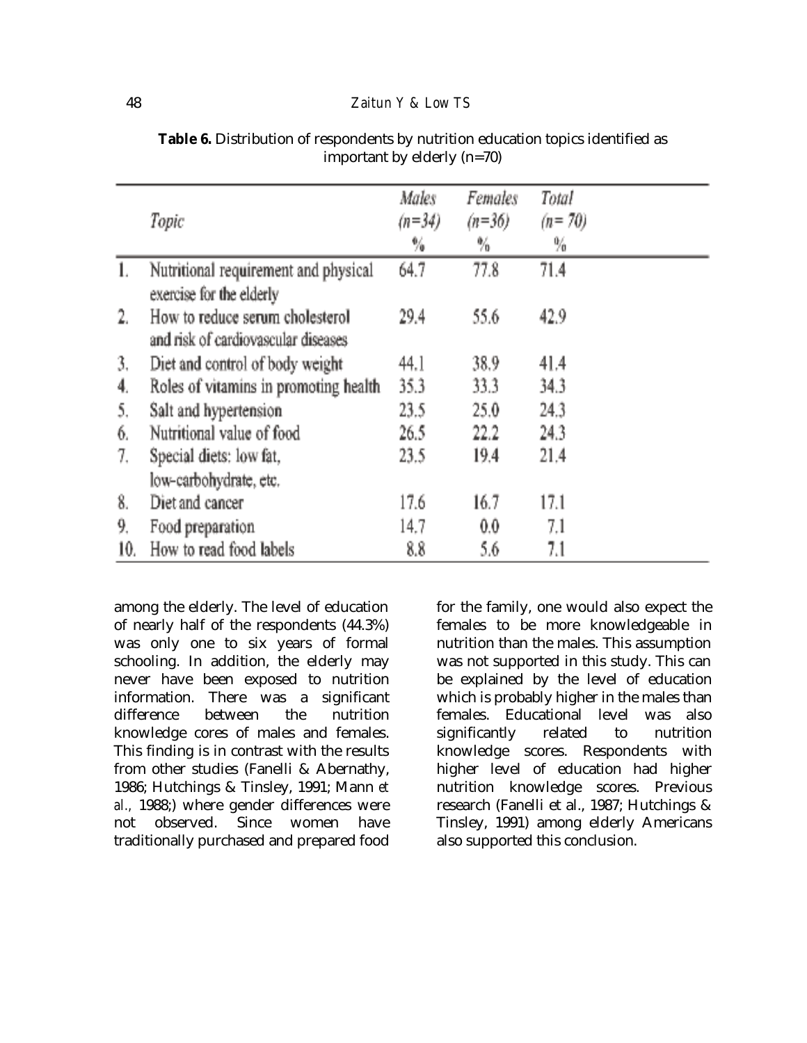**Table 6.** Distribution of respondents by nutrition education topics identified as important by elderly (n=70)

| | *Topic* | *Males (n=34)* % | *Females (n=36)* % | *Total (n= 70)* % |
|---|---|---|---|---|
| 1. | Nutritional requirement and physical exercise for the elderly | 64.7 | 77.8 | 71.4 |
| 2. | How to reduce serum cholesterol and risk of cardiovascular diseases | 29.4 | 55.6 | 42.9 |
| 3. | Diet and control of body weight | 44.1 | 38.9 | 41.4 |
| 4. | Roles of vitamins in promoting health | 35.3 | 33.3 | 34.3 |
| 5. | Salt and hypertension | 23.5 | 25.0 | 24.3 |
| 6. | Nutritional value of food | 26.5 | 22.2 | 24.3 |
| 7. | Special diets: low fat, low-carbohydrate, etc. | 23.5 | 19.4 | 21.4 |
| 8. | Diet and cancer | 17.6 | 16.7 | 17.1 |
| 9. | Food preparation | 14.7 | 0.0 | 7.1 |
| 10. | How to read food labels | 8.8 | 5.6 | 7.1 |

among the elderly. The level of education of nearly half of the respondents (44.3%) was only one to six years of formal schooling. In addition, the elderly may never have been exposed to nutrition information. There was a significant difference between the nutrition knowledge cores of males and females. This finding is in contrast with the results from other studies (Fanelli & Abernathy, 1986; Hutchings & Tinsley, 1991; Mann *et al.,* 1988;) where gender differences were not observed. Since women have traditionally purchased and prepared food for the family, one would also expect the females to be more knowledgeable in nutrition than the males. This assumption was not supported in this study. This can be explained by the level of education which is probably higher in the males than females. Educational level was also significantly related to nutrition knowledge scores. Respondents with higher level of education had higher nutrition knowledge scores. Previous research (Fanelli et al., 1987; Hutchings & Tinsley, 1991) among elderly Americans also supported this conclusion.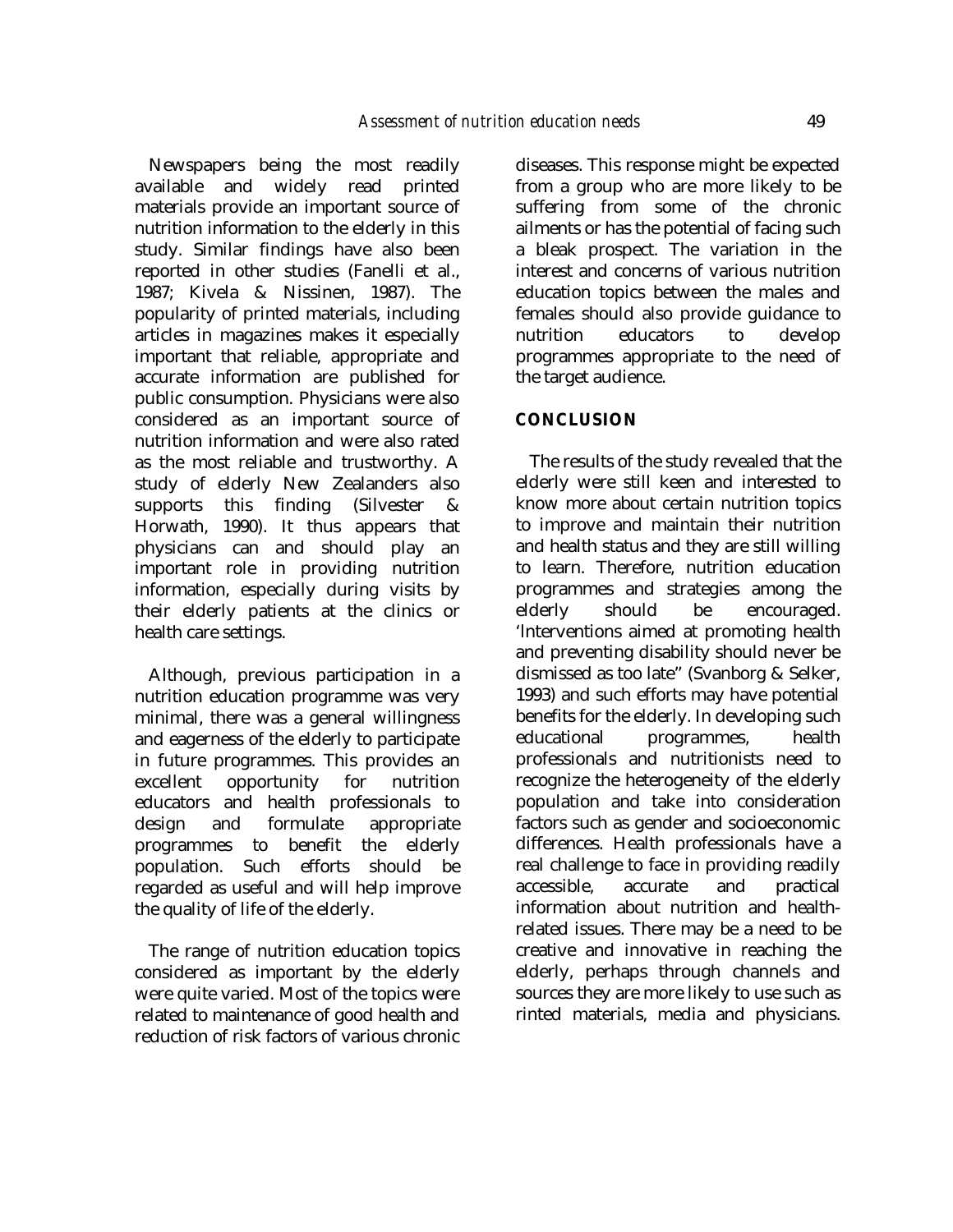Newspapers being the most readily available and widely read printed materials provide an important source of nutrition information to the elderly in this study. Similar findings have also been reported in other studies (Fanelli et al., 1987; Kivela & Nissinen, 1987). The popularity of printed materials, including articles in magazines makes it especially important that reliable, appropriate and accurate information are published for public consumption. Physicians were also considered as an important source of nutrition information and were also rated as the most reliable and trustworthy. A study of elderly New Zealanders also supports this finding (Silvester & Horwath, 1990). It thus appears that physicians can and should play an important role in providing nutrition information, especially during visits by their elderly patients at the clinics or health care settings.

Although, previous participation in a nutrition education programme was very minimal, there was a general willingness and eagerness of the elderly to participate in future programmes. This provides an excellent opportunity for nutrition educators and health professionals to design and formulate appropriate programmes to benefit the elderly population. Such efforts should be regarded as useful and will help improve the quality of life of the elderly.

The range of nutrition education topics considered as important by the elderly were quite varied. Most of the topics were related to maintenance of good health and reduction of risk factors of various chronic diseases. This response might be expected from a group who are more likely to be suffering from some of the chronic ailments or has the potential of facing such a bleak prospect. The variation in the interest and concerns of various nutrition education topics between the males and females should also provide guidance to nutrition educators to develop programmes appropriate to the need of the target audience.

## CONCLUSION

The results of the study revealed that the elderly were still keen and interested to know more about certain nutrition topics to improve and maintain their nutrition and health status and they are still willing to learn. Therefore, nutrition education programmes and strategies among the elderly should be encouraged. 'Interventions aimed at promoting health and preventing disability should never be dismissed as too late" (Svanborg & Selker, 1993) and such efforts may have potential benefits for the elderly. In developing such educational programmes, health professionals and nutritionists need to recognize the heterogeneity of the elderly population and take into consideration factors such as gender and socioeconomic differences. Health professionals have a real challenge to face in providing readily accessible, accurate and practical information about nutrition and health-related issues. There may be a need to be creative and innovative in reaching the elderly, perhaps through channels and sources they are more likely to use such as rinted materials, media and physicians.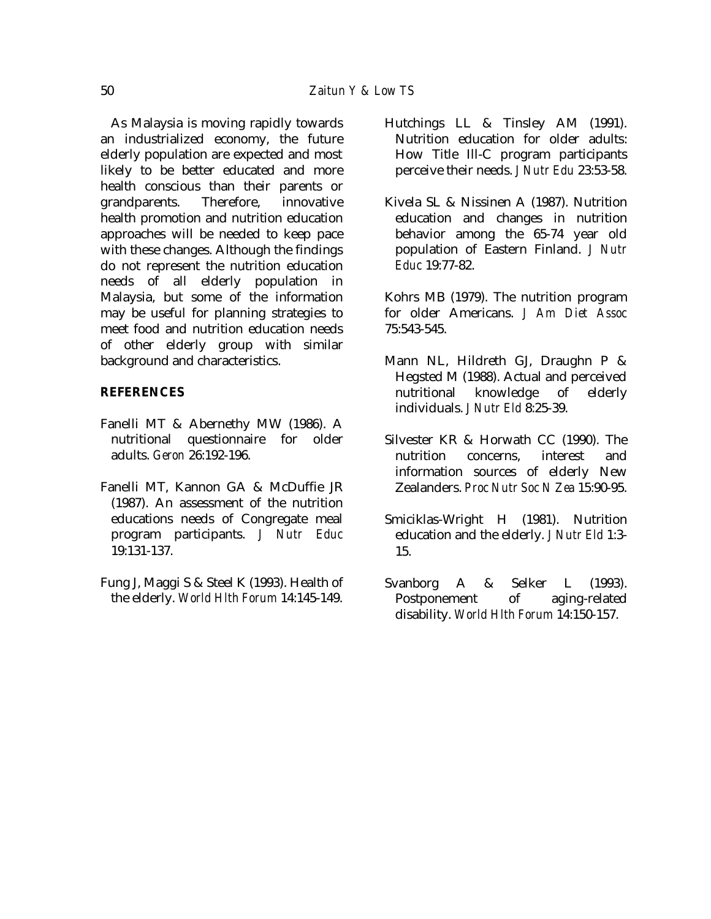As Malaysia is moving rapidly towards an industrialized economy, the future elderly population are expected and most likely to be better educated and more health conscious than their parents or grandparents. Therefore, innovative health promotion and nutrition education approaches will be needed to keep pace with these changes. Although the findings do not represent the nutrition education needs of all elderly population in Malaysia, but some of the information may be useful for planning strategies to meet food and nutrition education needs of other elderly group with similar background and characteristics.

## REFERENCES

Fanelli MT & Abernethy MW (1986). A nutritional questionnaire for older adults. *Geron* 26:192-196.

Fanelli MT, Kannon GA & McDuffie JR (1987). An assessment of the nutrition educations needs of Congregate meal program participants. *J Nutr Educ* 19:131-137.

Fung J, Maggi S & Steel K (1993). Health of the elderly. *World Hlth Forum* 14:145-149.

Hutchings LL & Tinsley AM (1991). Nutrition education for older adults: How Title Ill-C program participants perceive their needs. *J Nutr Edu* 23:53-58.

Kivela SL & Nissinen A (1987). Nutrition education and changes in nutrition behavior among the 65-74 year old population of Eastern Finland. *J Nutr Educ* 19:77-82.

Kohrs MB (1979). The nutrition program for older Americans. *J Am Diet Assoc* 75:543-545.

Mann NL, Hildreth GJ, Draughn P & Hegsted M (1988). Actual and perceived nutritional knowledge of elderly individuals. *J Nutr Eld* 8:25-39.

Silvester KR & Horwath CC (1990). The nutrition concerns, interest and information sources of elderly New Zealanders. *Proc Nutr Soc N Zea* 15:90-95.

Smiciklas-Wright H (1981). Nutrition education and the elderly. *J Nutr Eld* 1:3-15.

Svanborg A & Selker L (1993). Postponement of aging-related disability. *World Hlth Forum* 14:150-157.